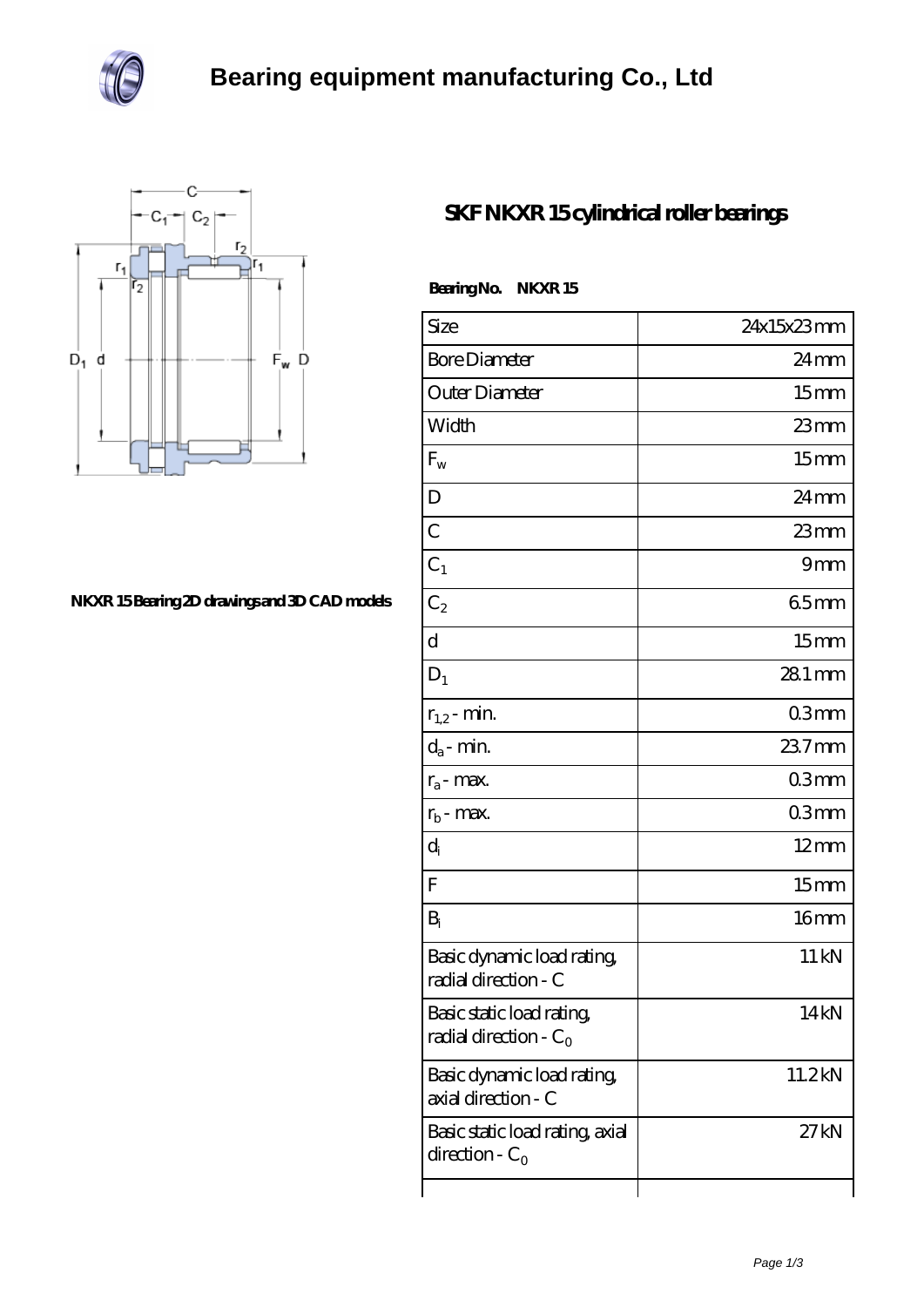# Bearing equipment manufacturing Co., Ltd

NKXR 15 Bearing 2D drawings and 3D CAD models

## SKF NKXR 15 cylindrical roller bearings

**Bearing No. NKXR 15**

| Size | 24x15x23 mm |
|---|---|
| Bore Diameter | 24 mm |
| Outer Diameter | 15 mm |
| Width | 23 mm |
| $F_w$ | 15 mm |
| D | 24 mm |
| C | 23 mm |
| $C_1$ | 9 mm |
| $C_2$ | 6.5 mm |
| d | 15 mm |
| $D_1$ | 28.1 mm |
| $r_{1,2}$ - min. | 0.3 mm |
| $d_a$ - min. | 23.7 mm |
| $r_a$ - max. | 0.3 mm |
| $r_b$ - max. | 0.3 mm |
| $d_i$ | 12 mm |
| F | 15 mm |
| $B_i$ | 16 mm |
| Basic dynamic load rating, radial direction - C | 11 kN |
| Basic static load rating, radial direction - $C_0$ | 14 kN |
| Basic dynamic load rating, axial direction - C | 11.2 kN |
| Basic static load rating, axial direction - $C_0$ | 27 kN |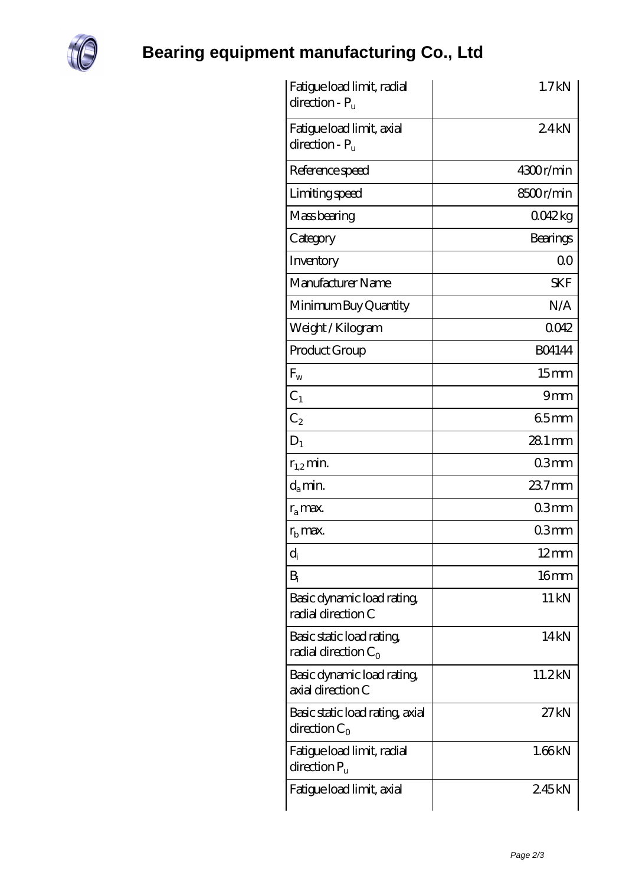# Bearing equipment manufacturing Co., Ltd

| | |
|---|---|
| Fatigue load limit, radial direction - $P_u$ | 1.7 kN |
| Fatigue load limit, axial direction - $P_u$ | 2.4 kN |
| Reference speed | 4300 r/min |
| Limiting speed | 8500 r/min |
| Mass bearing | 0.042 kg |
| Category | Bearings |
| Inventory | 0.0 |
| Manufacturer Name | SKF |
| Minimum Buy Quantity | N/A |
| Weight / Kilogram | 0.042 |
| Product Group | B04144 |
| $F_w$ | 15 mm |
| $C_1$ | 9 mm |
| $C_2$ | 6.5 mm |
| $D_1$ | 28.1 mm |
| $r_{1,2}$ min. | 0.3 mm |
| $d_a$ min. | 23.7 mm |
| $r_a$ max. | 0.3 mm |
| $r_b$ max. | 0.3 mm |
| $d_i$ | 12 mm |
| $B_i$ | 16 mm |
| Basic dynamic load rating, radial direction C | 11 kN |
| Basic static load rating, radial direction $C_0$ | 14 kN |
| Basic dynamic load rating, axial direction C | 11.2 kN |
| Basic static load rating, axial direction $C_0$ | 27 kN |
| Fatigue load limit, radial direction $P_u$ | 1.66 kN |
| Fatigue load limit, axial | 2.45 kN |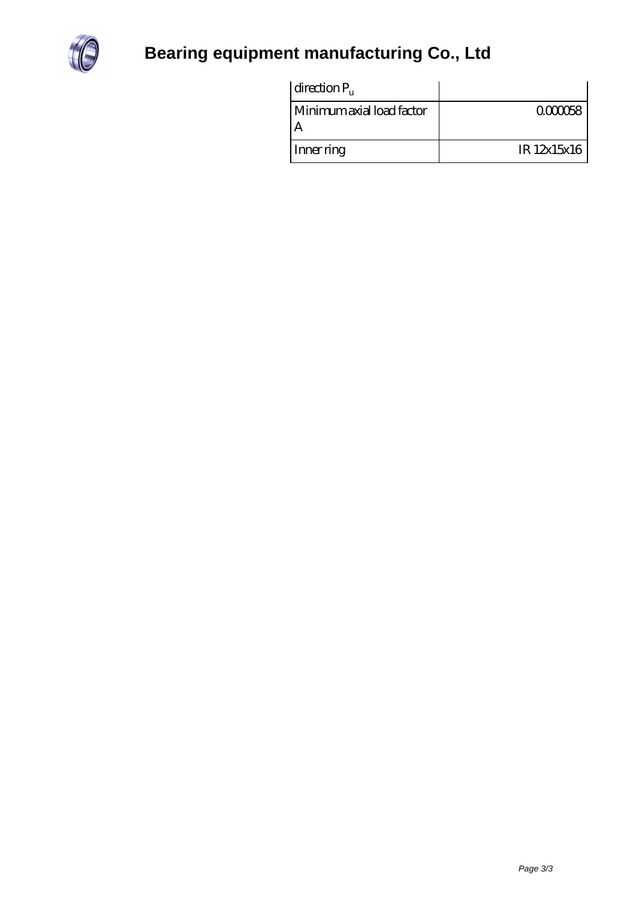| | |
|---|---|
| direction $P_u$ | |
| Minimum axial load factor A | 0.000058 |
| Inner ring | IR 12x15x16 |